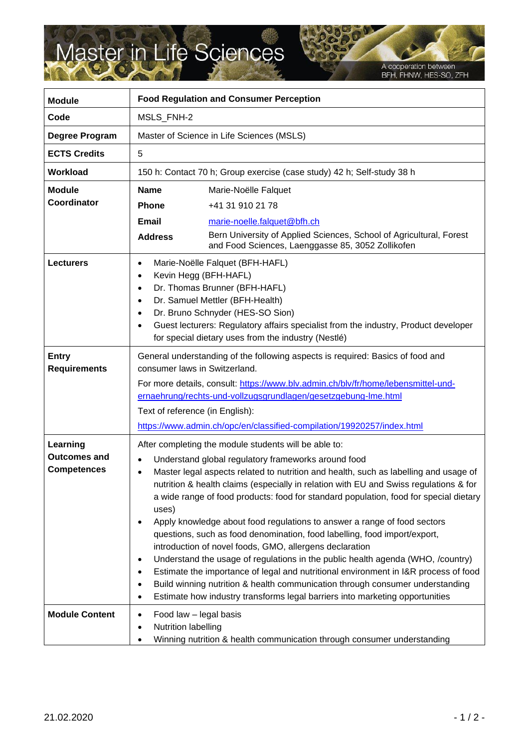# Master in Life Sciences

A cooperation between BFH, FHNW, HES-SO, ZFH

| | |
|---|---|
| **Module** | **Food Regulation and Consumer Perception** |
| **Code** | MSLS_FNH-2 |
| **Degree Program** | Master of Science in Life Sciences (MSLS) |
| **ECTS Credits** | 5 |
| **Workload** | 150 h: Contact 70 h; Group exercise (case study) 42 h; Self-study 38 h |
| **Module Coordinator** | **Name** Marie-Noëlle Falquet<br>**Phone** +41 31 910 21 78<br>**Email** marie-noelle.falquet@bfh.ch<br>**Address** Bern University of Applied Sciences, School of Agricultural, Forest and Food Sciences, Laenggasse 85, 3052 Zollikofen |
| **Lecturers** | • Marie-Noëlle Falquet (BFH-HAFL)<br>• Kevin Hegg (BFH-HAFL)<br>• Dr. Thomas Brunner (BFH-HAFL)<br>• Dr. Samuel Mettler (BFH-Health)<br>• Dr. Bruno Schnyder (HES-SO Sion)<br>• Guest lecturers: Regulatory affairs specialist from the industry, Product developer for special dietary uses from the industry (Nestlé) |
| **Entry Requirements** | General understanding of the following aspects is required: Basics of food and consumer laws in Switzerland.<br>For more details, consult: https://www.blv.admin.ch/blv/fr/home/lebensmittel-und-ernaehrung/rechts-und-vollzugsgrundlagen/gesetzgebung-lme.html<br>Text of reference (in English):<br>https://www.admin.ch/opc/en/classified-compilation/19920257/index.html |
| **Learning Outcomes and Competences** | After completing the module students will be able to:<br>• Understand global regulatory frameworks around food<br>• Master legal aspects related to nutrition and health, such as labelling and usage of nutrition & health claims (especially in relation with EU and Swiss regulations & for a wide range of food products: food for standard population, food for special dietary uses)<br>• Apply knowledge about food regulations to answer a range of food sectors questions, such as food denomination, food labelling, food import/export, introduction of novel foods, GMO, allergens declaration<br>• Understand the usage of regulations in the public health agenda (WHO, /country)<br>• Estimate the importance of legal and nutritional environment in I&R process of food<br>• Build winning nutrition & health communication through consumer understanding<br>• Estimate how industry transforms legal barriers into marketing opportunities |
| **Module Content** | • Food law – legal basis<br>• Nutrition labelling<br>• Winning nutrition & health communication through consumer understanding |

21.02.2020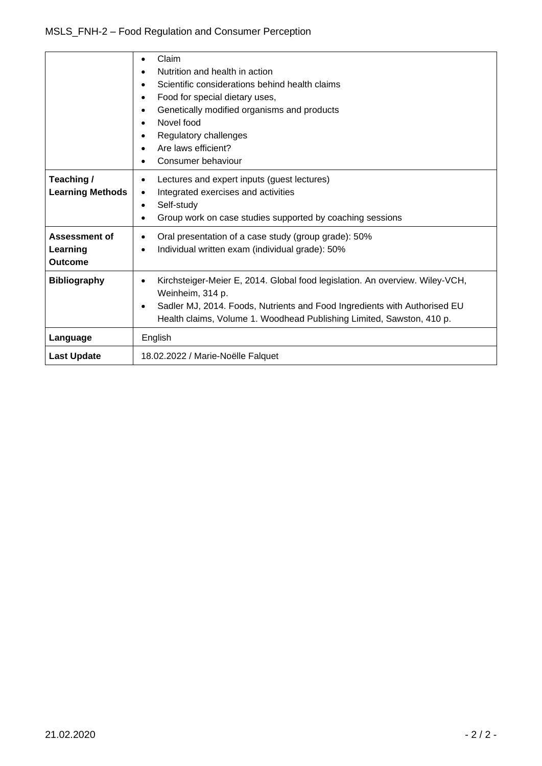| | |
|---|---|
| | • Claim<br>• Nutrition and health in action<br>• Scientific considerations behind health claims<br>• Food for special dietary uses,<br>• Genetically modified organisms and products<br>• Novel food<br>• Regulatory challenges<br>• Are laws efficient?<br>• Consumer behaviour |
| **Teaching / Learning Methods** | • Lectures and expert inputs (guest lectures)<br>• Integrated exercises and activities<br>• Self-study<br>• Group work on case studies supported by coaching sessions |
| **Assessment of Learning Outcome** | • Oral presentation of a case study (group grade): 50%<br>• Individual written exam (individual grade): 50% |
| **Bibliography** | • Kirchsteiger-Meier E, 2014. Global food legislation. An overview. Wiley-VCH, Weinheim, 314 p.<br>• Sadler MJ, 2014. Foods, Nutrients and Food Ingredients with Authorised EU Health claims, Volume 1. Woodhead Publishing Limited, Sawston, 410 p. |
| **Language** | English |
| **Last Update** | 18.02.2022 / Marie-Noëlle Falquet |